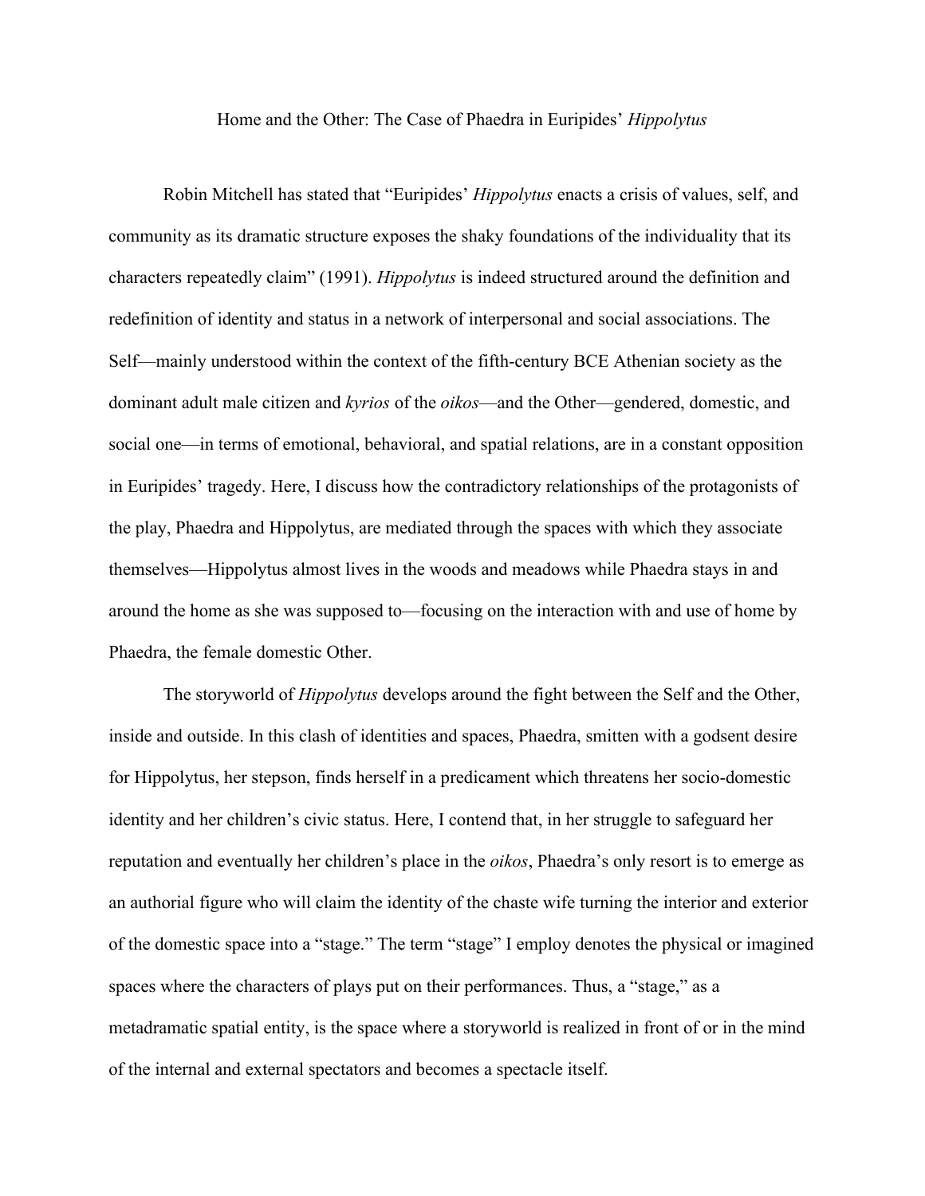# Home and the Other: The Case of Phaedra in Euripides' *Hippolytus*

Robin Mitchell has stated that "Euripides' *Hippolytus* enacts a crisis of values, self, and community as its dramatic structure exposes the shaky foundations of the individuality that its characters repeatedly claim" (1991). *Hippolytus* is indeed structured around the definition and redefinition of identity and status in a network of interpersonal and social associations. The Self—mainly understood within the context of the fifth-century BCE Athenian society as the dominant adult male citizen and *kyrios* of the *oikos*—and the Other—gendered, domestic, and social one—in terms of emotional, behavioral, and spatial relations, are in a constant opposition in Euripides' tragedy. Here, I discuss how the contradictory relationships of the protagonists of the play, Phaedra and Hippolytus, are mediated through the spaces with which they associate themselves—Hippolytus almost lives in the woods and meadows while Phaedra stays in and around the home as she was supposed to—focusing on the interaction with and use of home by Phaedra, the female domestic Other.

The storyworld of *Hippolytus* develops around the fight between the Self and the Other, inside and outside. In this clash of identities and spaces, Phaedra, smitten with a godsent desire for Hippolytus, her stepson, finds herself in a predicament which threatens her socio-domestic identity and her children's civic status. Here, I contend that, in her struggle to safeguard her reputation and eventually her children's place in the *oikos*, Phaedra's only resort is to emerge as an authorial figure who will claim the identity of the chaste wife turning the interior and exterior of the domestic space into a "stage." The term "stage" I employ denotes the physical or imagined spaces where the characters of plays put on their performances. Thus, a "stage," as a metadramatic spatial entity, is the space where a storyworld is realized in front of or in the mind of the internal and external spectators and becomes a spectacle itself.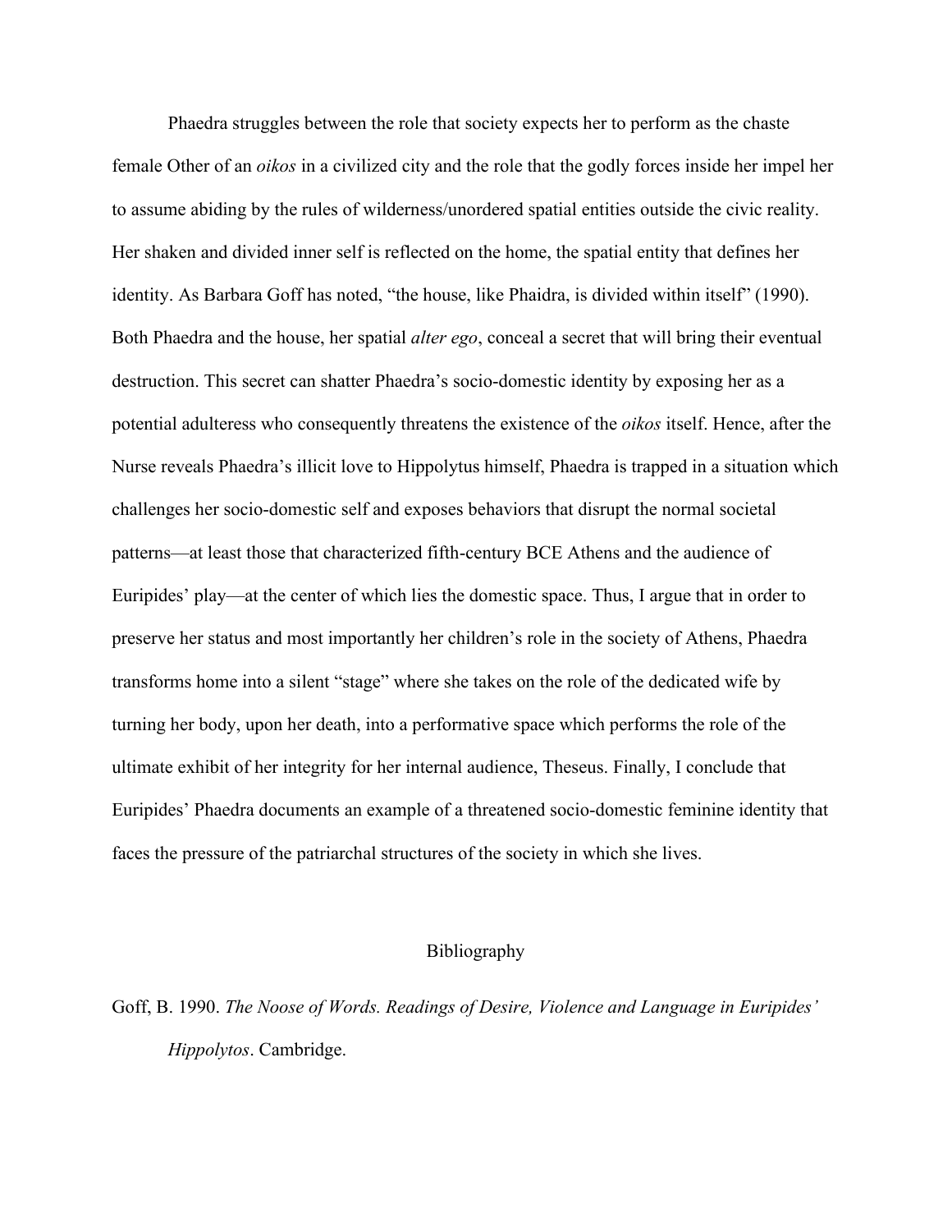Phaedra struggles between the role that society expects her to perform as the chaste female Other of an *oikos* in a civilized city and the role that the godly forces inside her impel her to assume abiding by the rules of wilderness/unordered spatial entities outside the civic reality. Her shaken and divided inner self is reflected on the home, the spatial entity that defines her identity. As Barbara Goff has noted, "the house, like Phaidra, is divided within itself" (1990). Both Phaedra and the house, her spatial *alter ego*, conceal a secret that will bring their eventual destruction. This secret can shatter Phaedra's socio-domestic identity by exposing her as a potential adulteress who consequently threatens the existence of the *oikos* itself. Hence, after the Nurse reveals Phaedra's illicit love to Hippolytus himself, Phaedra is trapped in a situation which challenges her socio-domestic self and exposes behaviors that disrupt the normal societal patterns—at least those that characterized fifth-century BCE Athens and the audience of Euripides' play—at the center of which lies the domestic space. Thus, I argue that in order to preserve her status and most importantly her children's role in the society of Athens, Phaedra transforms home into a silent "stage" where she takes on the role of the dedicated wife by turning her body, upon her death, into a performative space which performs the role of the ultimate exhibit of her integrity for her internal audience, Theseus. Finally, I conclude that Euripides' Phaedra documents an example of a threatened socio-domestic feminine identity that faces the pressure of the patriarchal structures of the society in which she lives.

## Bibliography

Goff, B. 1990. *The Noose of Words. Readings of Desire, Violence and Language in Euripides' Hippolytos*. Cambridge.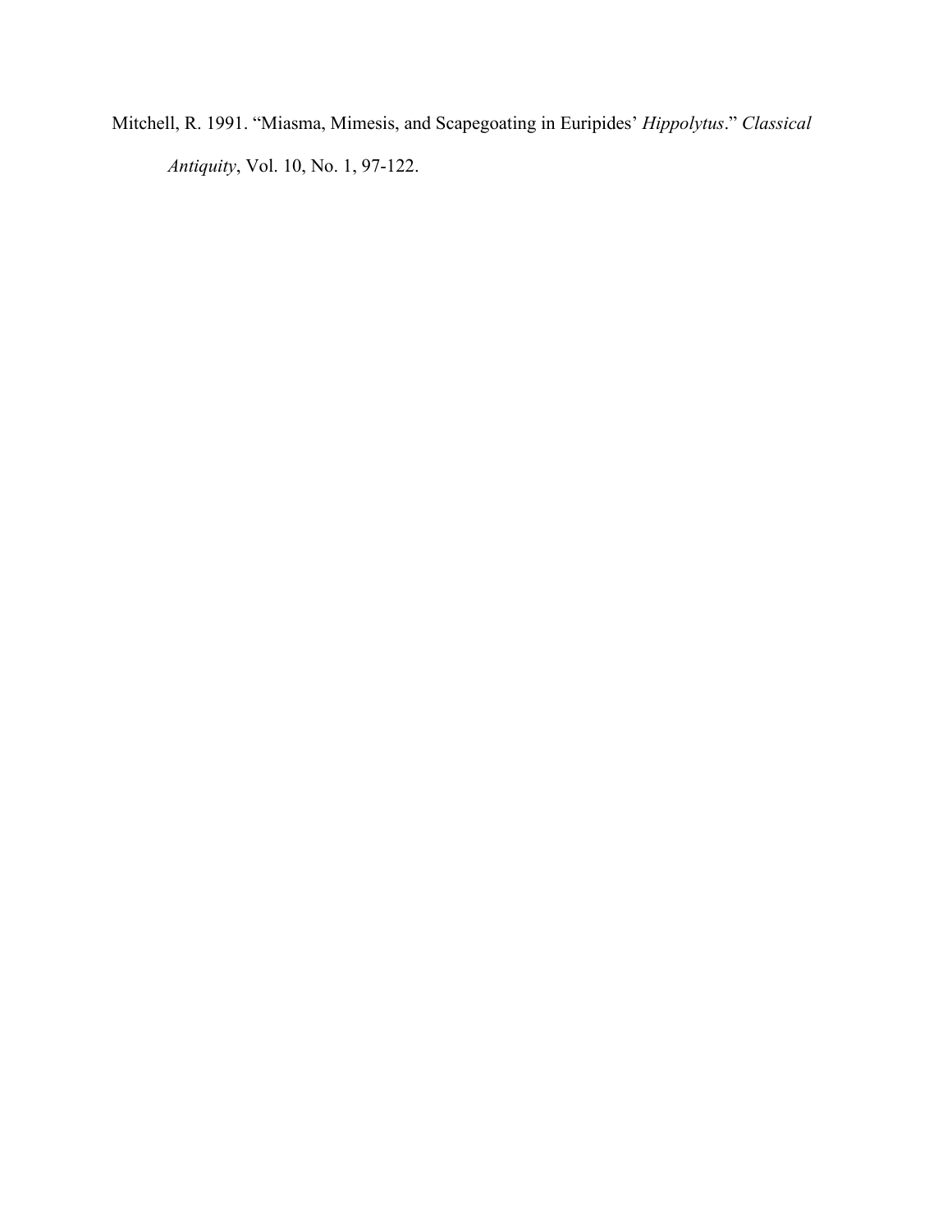Mitchell, R. 1991. “Miasma, Mimesis, and Scapegoating in Euripides’ *Hippolytus*.” *Classical Antiquity*, Vol. 10, No. 1, 97-122.